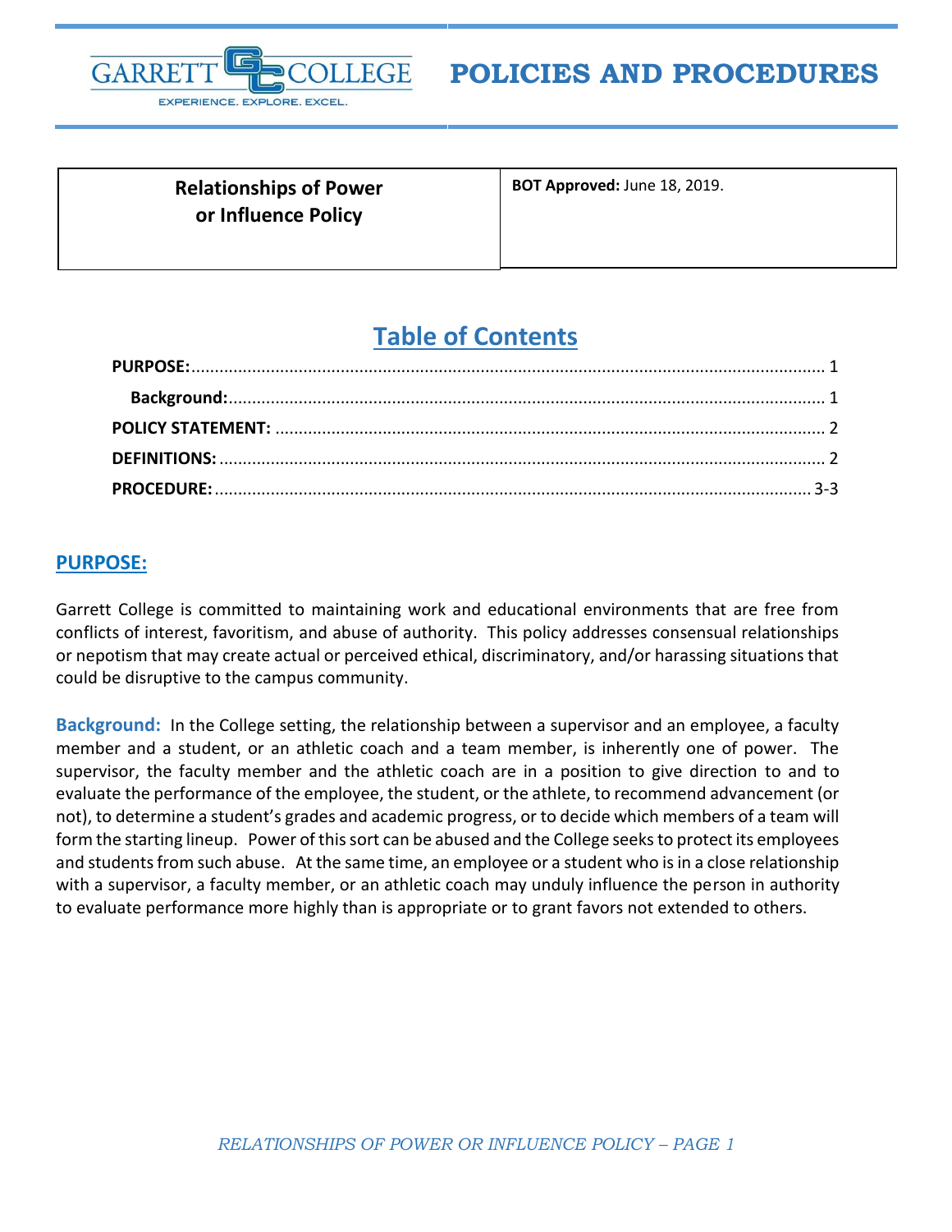# POLICIES AND PROCEDURES

| Relationships of Power or Influence Policy | **BOT Approved:** June 18, 2019. |
| --- | --- |

## Table of Contents

- **PURPOSE:** ........ 1
  - **Background:** ........ 1
- **POLICY STATEMENT:** ........ 2
- **DEFINITIONS:** ........ 2
- **PROCEDURE:** ........ 3-3

## PURPOSE:

Garrett College is committed to maintaining work and educational environments that are free from conflicts of interest, favoritism, and abuse of authority. This policy addresses consensual relationships or nepotism that may create actual or perceived ethical, discriminatory, and/or harassing situations that could be disruptive to the campus community.

**Background:** In the College setting, the relationship between a supervisor and an employee, a faculty member and a student, or an athletic coach and a team member, is inherently one of power. The supervisor, the faculty member and the athletic coach are in a position to give direction to and to evaluate the performance of the employee, the student, or the athlete, to recommend advancement (or not), to determine a student's grades and academic progress, or to decide which members of a team will form the starting lineup. Power of this sort can be abused and the College seeks to protect its employees and students from such abuse. At the same time, an employee or a student who is in a close relationship with a supervisor, a faculty member, or an athletic coach may unduly influence the person in authority to evaluate performance more highly than is appropriate or to grant favors not extended to others.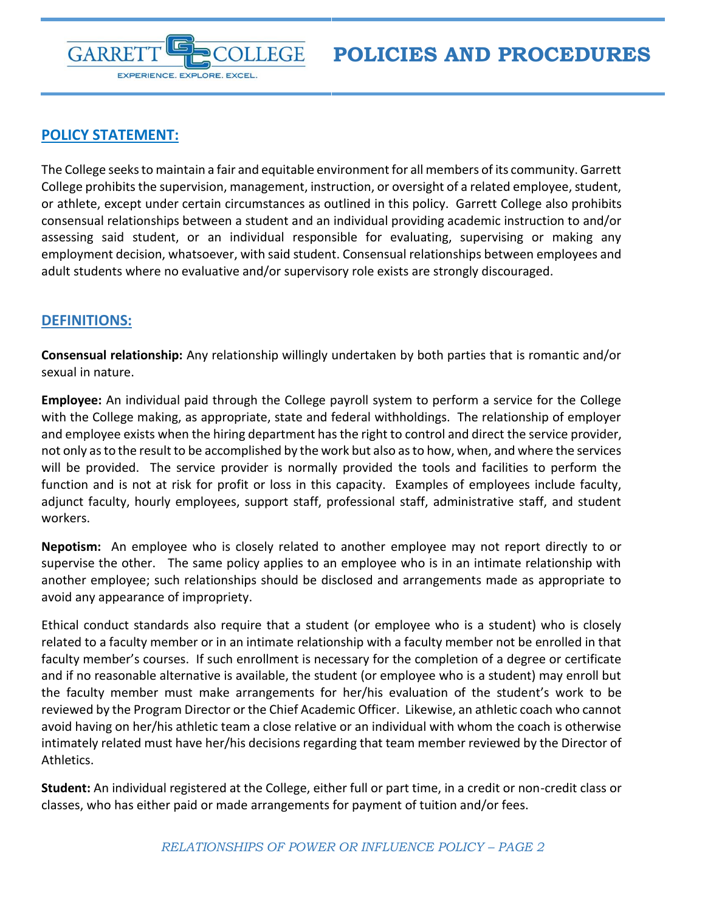## POLICY STATEMENT:

The College seeks to maintain a fair and equitable environment for all members of its community. Garrett College prohibits the supervision, management, instruction, or oversight of a related employee, student, or athlete, except under certain circumstances as outlined in this policy. Garrett College also prohibits consensual relationships between a student and an individual providing academic instruction to and/or assessing said student, or an individual responsible for evaluating, supervising or making any employment decision, whatsoever, with said student. Consensual relationships between employees and adult students where no evaluative and/or supervisory role exists are strongly discouraged.

## DEFINITIONS:

**Consensual relationship:** Any relationship willingly undertaken by both parties that is romantic and/or sexual in nature.

**Employee:** An individual paid through the College payroll system to perform a service for the College with the College making, as appropriate, state and federal withholdings. The relationship of employer and employee exists when the hiring department has the right to control and direct the service provider, not only as to the result to be accomplished by the work but also as to how, when, and where the services will be provided. The service provider is normally provided the tools and facilities to perform the function and is not at risk for profit or loss in this capacity. Examples of employees include faculty, adjunct faculty, hourly employees, support staff, professional staff, administrative staff, and student workers.

**Nepotism:** An employee who is closely related to another employee may not report directly to or supervise the other. The same policy applies to an employee who is in an intimate relationship with another employee; such relationships should be disclosed and arrangements made as appropriate to avoid any appearance of impropriety.

Ethical conduct standards also require that a student (or employee who is a student) who is closely related to a faculty member or in an intimate relationship with a faculty member not be enrolled in that faculty member's courses. If such enrollment is necessary for the completion of a degree or certificate and if no reasonable alternative is available, the student (or employee who is a student) may enroll but the faculty member must make arrangements for her/his evaluation of the student's work to be reviewed by the Program Director or the Chief Academic Officer. Likewise, an athletic coach who cannot avoid having on her/his athletic team a close relative or an individual with whom the coach is otherwise intimately related must have her/his decisions regarding that team member reviewed by the Director of Athletics.

**Student:** An individual registered at the College, either full or part time, in a credit or non-credit class or classes, who has either paid or made arrangements for payment of tuition and/or fees.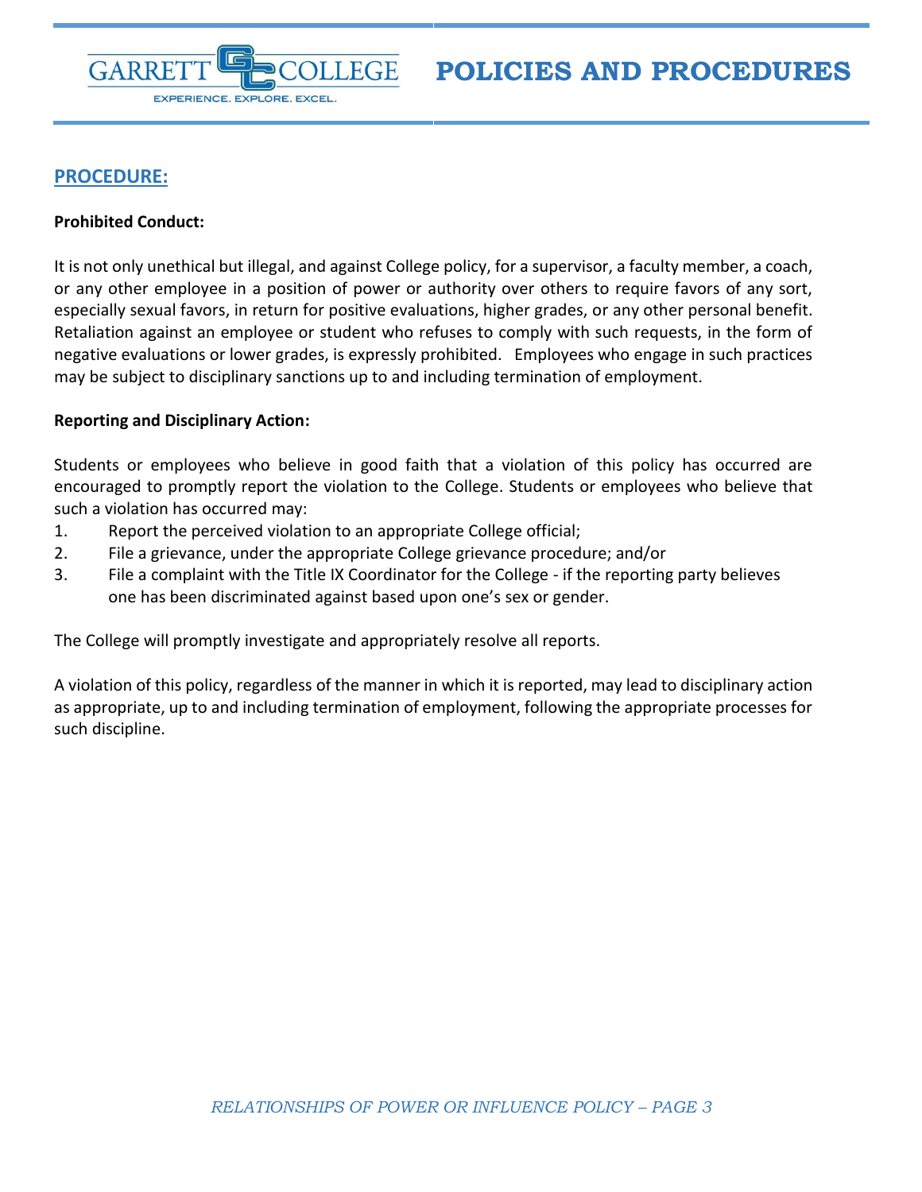## PROCEDURE:

**Prohibited Conduct:**

It is not only unethical but illegal, and against College policy, for a supervisor, a faculty member, a coach, or any other employee in a position of power or authority over others to require favors of any sort, especially sexual favors, in return for positive evaluations, higher grades, or any other personal benefit. Retaliation against an employee or student who refuses to comply with such requests, in the form of negative evaluations or lower grades, is expressly prohibited. Employees who engage in such practices may be subject to disciplinary sanctions up to and including termination of employment.

**Reporting and Disciplinary Action:**

Students or employees who believe in good faith that a violation of this policy has occurred are encouraged to promptly report the violation to the College. Students or employees who believe that such a violation has occurred may:

1. Report the perceived violation to an appropriate College official;
2. File a grievance, under the appropriate College grievance procedure; and/or
3. File a complaint with the Title IX Coordinator for the College - if the reporting party believes one has been discriminated against based upon one's sex or gender.

The College will promptly investigate and appropriately resolve all reports.

A violation of this policy, regardless of the manner in which it is reported, may lead to disciplinary action as appropriate, up to and including termination of employment, following the appropriate processes for such discipline.